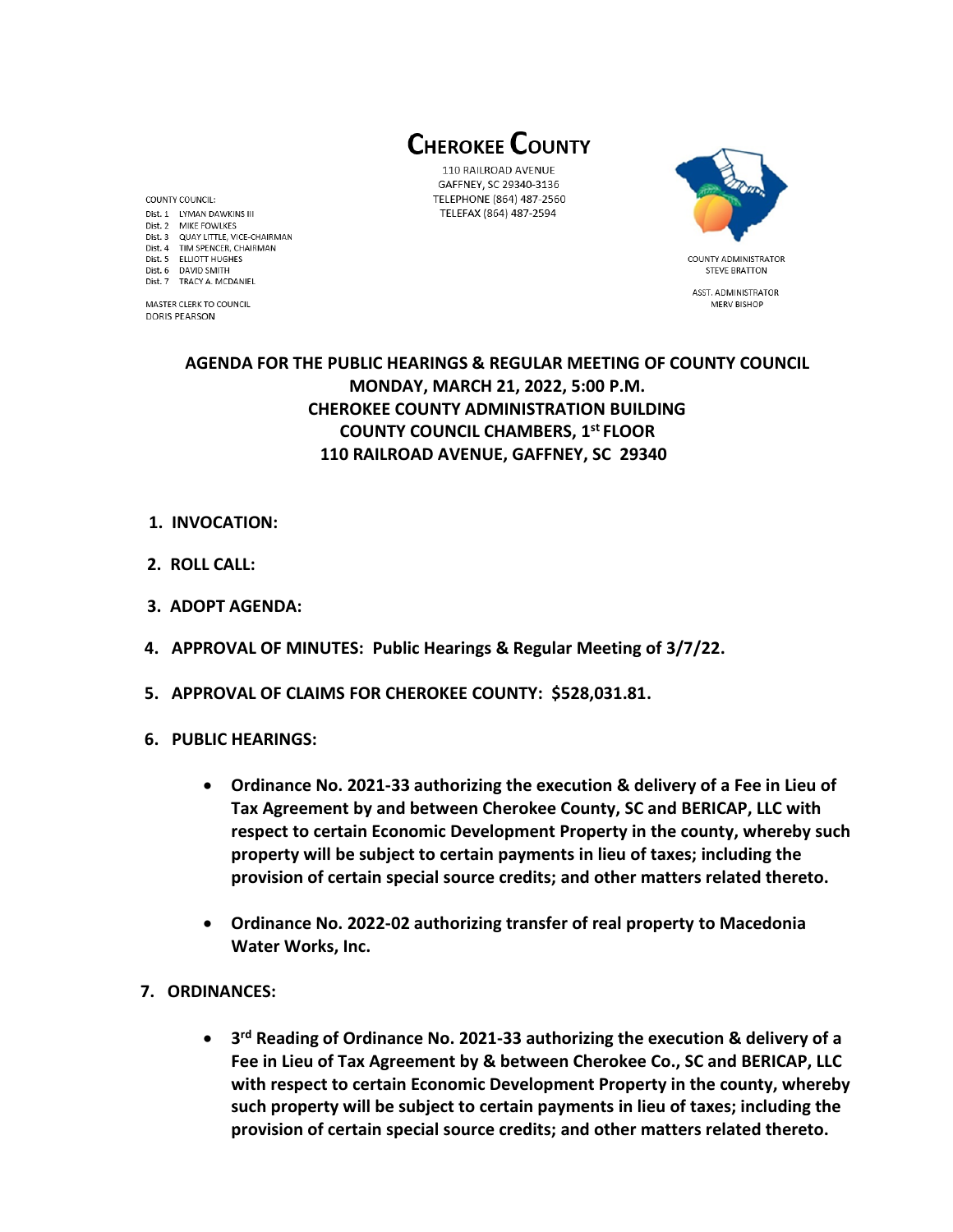# CHEROKEE COUNTY

110 RAILROAD AVENUE
GAFFNEY, SC 29340-3136
TELEPHONE (864) 487-2560
TELEFAX (864) 487-2594

COUNTY COUNCIL:
Dist. 1 LYMAN DAWKINS III
Dist. 2 MIKE FOWLKES
Dist. 3 QUAY LITTLE, VICE-CHAIRMAN
Dist. 4 TIM SPENCER, CHAIRMAN
Dist. 5 ELLIOTT HUGHES
Dist. 6 DAVID SMITH
Dist. 7 TRACY A. MCDANIEL

MASTER CLERK TO COUNCIL
DORIS PEARSON

COUNTY ADMINISTRATOR
STEVE BRATTON

ASST. ADMINISTRATOR
MERV BISHOP

## AGENDA FOR THE PUBLIC HEARINGS & REGULAR MEETING OF COUNTY COUNCIL
## MONDAY, MARCH 21, 2022, 5:00 P.M.
## CHEROKEE COUNTY ADMINISTRATION BUILDING
## COUNTY COUNCIL CHAMBERS, 1st FLOOR
## 110 RAILROAD AVENUE, GAFFNEY, SC 29340

1. **INVOCATION:**

2. **ROLL CALL:**

3. **ADOPT AGENDA:**

4. **APPROVAL OF MINUTES: Public Hearings & Regular Meeting of 3/7/22.**

5. **APPROVAL OF CLAIMS FOR CHEROKEE COUNTY: $528,031.81.**

6. **PUBLIC HEARINGS:**

   - **Ordinance No. 2021-33 authorizing the execution & delivery of a Fee in Lieu of Tax Agreement by and between Cherokee County, SC and BERICAP, LLC with respect to certain Economic Development Property in the county, whereby such property will be subject to certain payments in lieu of taxes; including the provision of certain special source credits; and other matters related thereto.**

   - **Ordinance No. 2022-02 authorizing transfer of real property to Macedonia Water Works, Inc.**

7. **ORDINANCES:**

   - **3rd Reading of Ordinance No. 2021-33 authorizing the execution & delivery of a Fee in Lieu of Tax Agreement by & between Cherokee Co., SC and BERICAP, LLC with respect to certain Economic Development Property in the county, whereby such property will be subject to certain payments in lieu of taxes; including the provision of certain special source credits; and other matters related thereto.**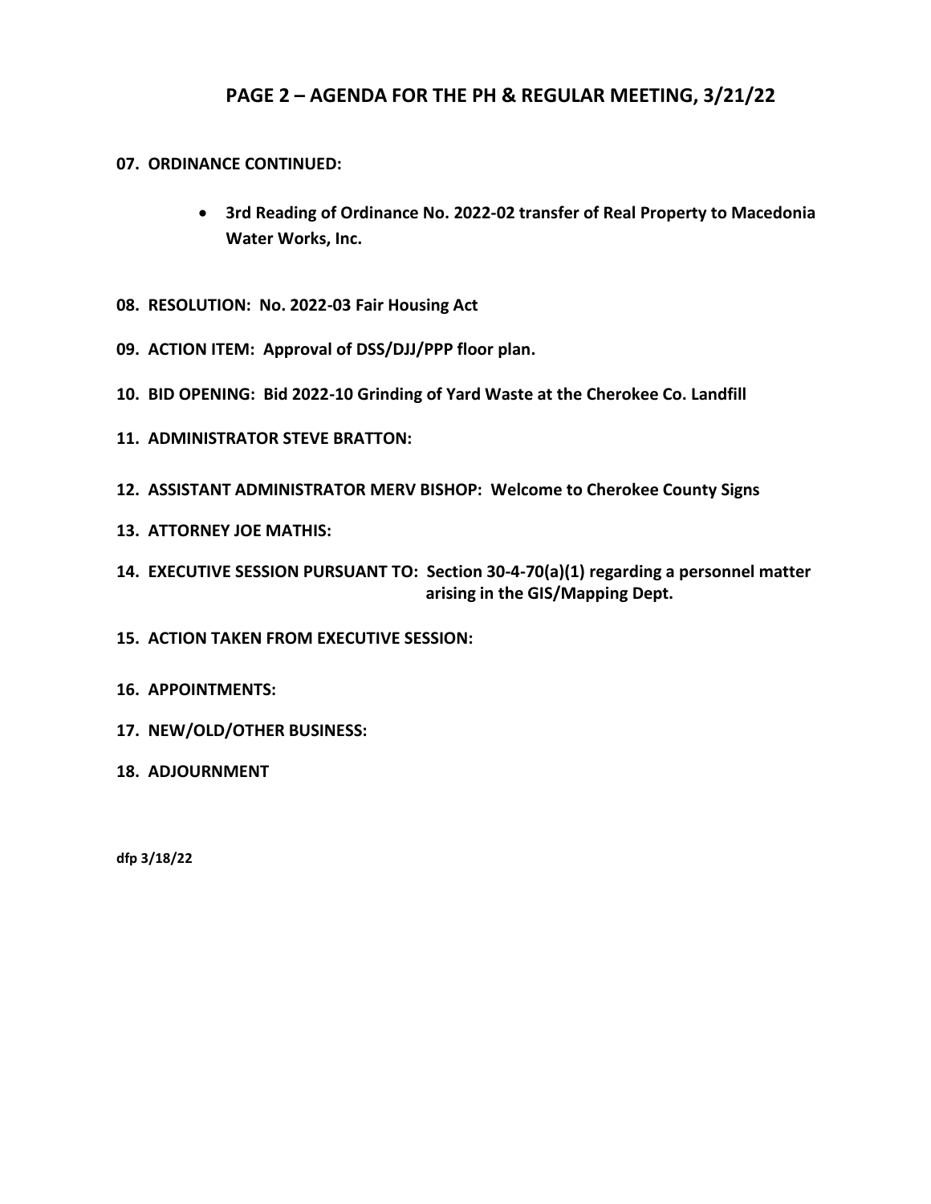# PAGE 2 – AGENDA FOR THE PH & REGULAR MEETING, 3/21/22

**07. ORDINANCE CONTINUED:**

- **3rd Reading of Ordinance No. 2022-02 transfer of Real Property to Macedonia Water Works, Inc.**

**08. RESOLUTION: No. 2022-03 Fair Housing Act**

**09. ACTION ITEM: Approval of DSS/DJJ/PPP floor plan.**

**10. BID OPENING: Bid 2022-10 Grinding of Yard Waste at the Cherokee Co. Landfill**

**11. ADMINISTRATOR STEVE BRATTON:**

**12. ASSISTANT ADMINISTRATOR MERV BISHOP: Welcome to Cherokee County Signs**

**13. ATTORNEY JOE MATHIS:**

**14. EXECUTIVE SESSION PURSUANT TO: Section 30-4-70(a)(1) regarding a personnel matter arising in the GIS/Mapping Dept.**

**15. ACTION TAKEN FROM EXECUTIVE SESSION:**

**16. APPOINTMENTS:**

**17. NEW/OLD/OTHER BUSINESS:**

**18. ADJOURNMENT**

**dfp 3/18/22**